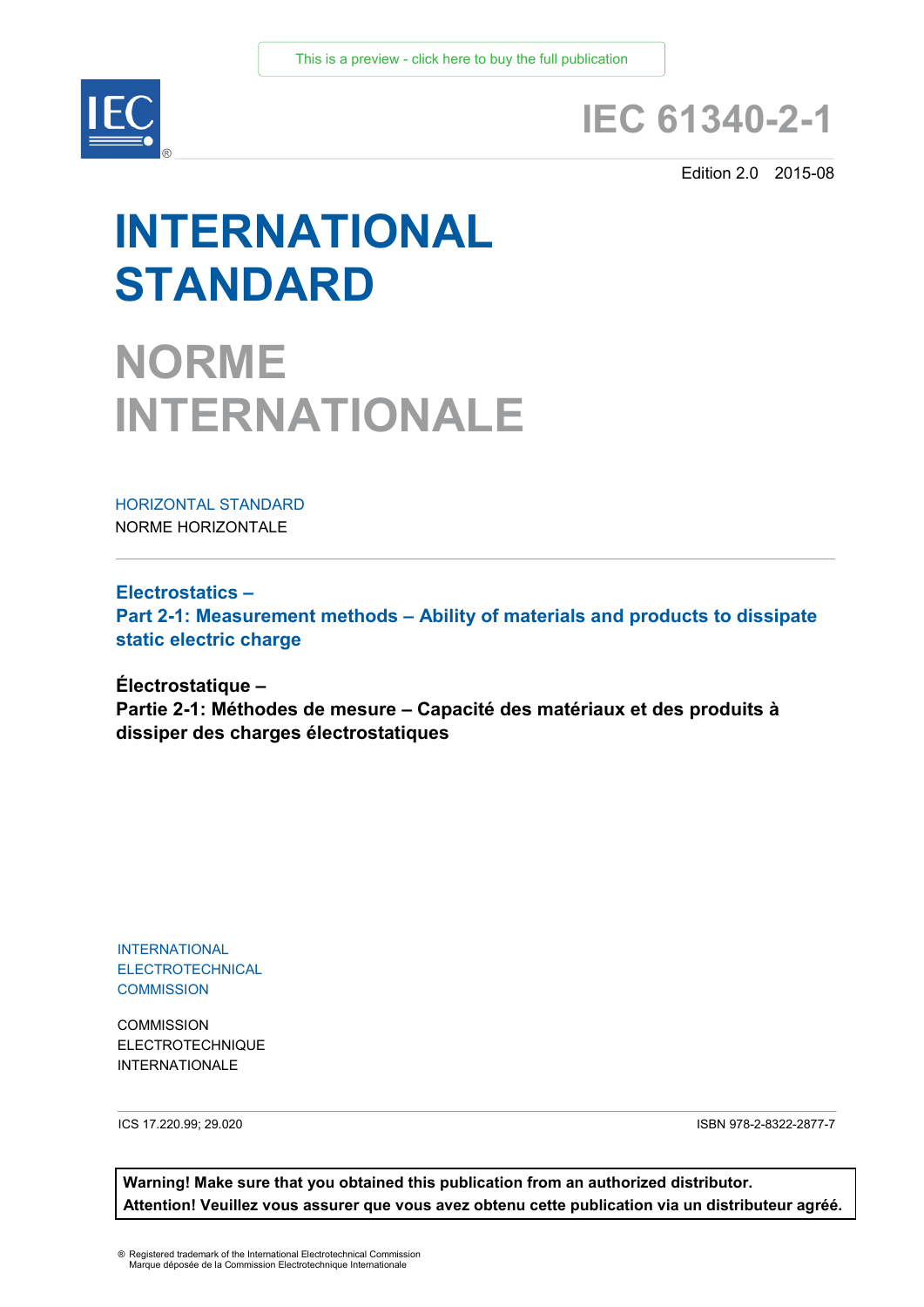This is a preview - click here to buy the full publication

# IEC 61340-2-1

Edition 2.0 2015-08

# INTERNATIONAL STANDARD

# NORME INTERNATIONALE

HORIZONTAL STANDARD
NORME HORIZONTALE

## Electrostatics –
## Part 2-1: Measurement methods – Ability of materials and products to dissipate static electric charge

## Électrostatique –
## Partie 2-1: Méthodes de mesure – Capacité des matériaux et des produits à dissiper des charges électrostatiques

INTERNATIONAL ELECTROTECHNICAL COMMISSION

COMMISSION ELECTROTECHNIQUE INTERNATIONALE

ICS 17.220.99; 29.020

ISBN 978-2-8322-2877-7

**Warning! Make sure that you obtained this publication from an authorized distributor.**
**Attention! Veuillez vous assurer que vous avez obtenu cette publication via un distributeur agréé.**

® Registered trademark of the International Electrotechnical Commission
Marque déposée de la Commission Electrotechnique Internationale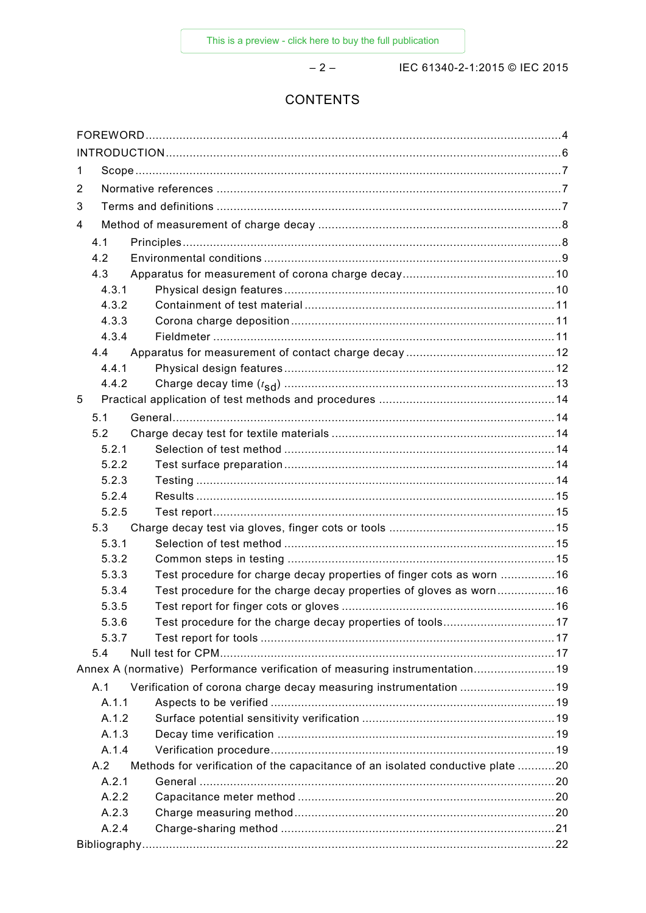# CONTENTS

FOREWORD ........................................................................................................................ 4
INTRODUCTION ................................................................................................................... 6
1 Scope ............................................................................................................................. 7
2 Normative references ..................................................................................................... 7
3 Terms and definitions ..................................................................................................... 7
4 Method of measurement of charge decay ........................................................................ 8
  4.1 Principles ................................................................................................................. 8
  4.2 Environmental conditions ......................................................................................... 9
  4.3 Apparatus for measurement of corona charge decay ............................................... 10
    4.3.1 Physical design features ................................................................................. 10
    4.3.2 Containment of test material ........................................................................... 11
    4.3.3 Corona charge deposition ............................................................................... 11
    4.3.4 Fieldmeter ...................................................................................................... 11
  4.4 Apparatus for measurement of contact charge decay ............................................... 12
    4.4.1 Physical design features ................................................................................. 12
    4.4.2 Charge decay time ($t_{sd}$) ............................................................................. 13
5 Practical application of test methods and procedures .................................................... 14
  5.1 General .................................................................................................................. 14
  5.2 Charge decay test for textile materials .................................................................... 14
    5.2.1 Selection of test method ................................................................................. 14
    5.2.2 Test surface preparation ................................................................................. 14
    5.2.3 Testing ........................................................................................................... 14
    5.2.4 Results ........................................................................................................... 15
    5.2.5 Test report ...................................................................................................... 15
  5.3 Charge decay test via gloves, finger cots or tools ................................................... 15
    5.3.1 Selection of test method ................................................................................. 15
    5.3.2 Common steps in testing ................................................................................ 15
    5.3.3 Test procedure for charge decay properties of finger cots as worn ................ 16
    5.3.4 Test procedure for the charge decay properties of gloves as worn ................. 16
    5.3.5 Test report for finger cots or gloves ................................................................ 16
    5.3.6 Test procedure for the charge decay properties of tools ................................. 17
    5.3.7 Test report for tools ........................................................................................ 17
  5.4 Null test for CPM .................................................................................................... 17
Annex A (normative) Performance verification of measuring instrumentation ........................ 19
  A.1 Verification of corona charge decay measuring instrumentation ............................ 19
    A.1.1 Aspects to be verified .................................................................................... 19
    A.1.2 Surface potential sensitivity verification ......................................................... 19
    A.1.3 Decay time verification .................................................................................. 19
    A.1.4 Verification procedure .................................................................................... 19
  A.2 Methods for verification of the capacitance of an isolated conductive plate ........... 20
    A.2.1 General ......................................................................................................... 20
    A.2.2 Capacitance meter method ............................................................................ 20
    A.2.3 Charge measuring method ............................................................................. 20
    A.2.4 Charge-sharing method ................................................................................. 21
Bibliography ........................................................................................................................ 22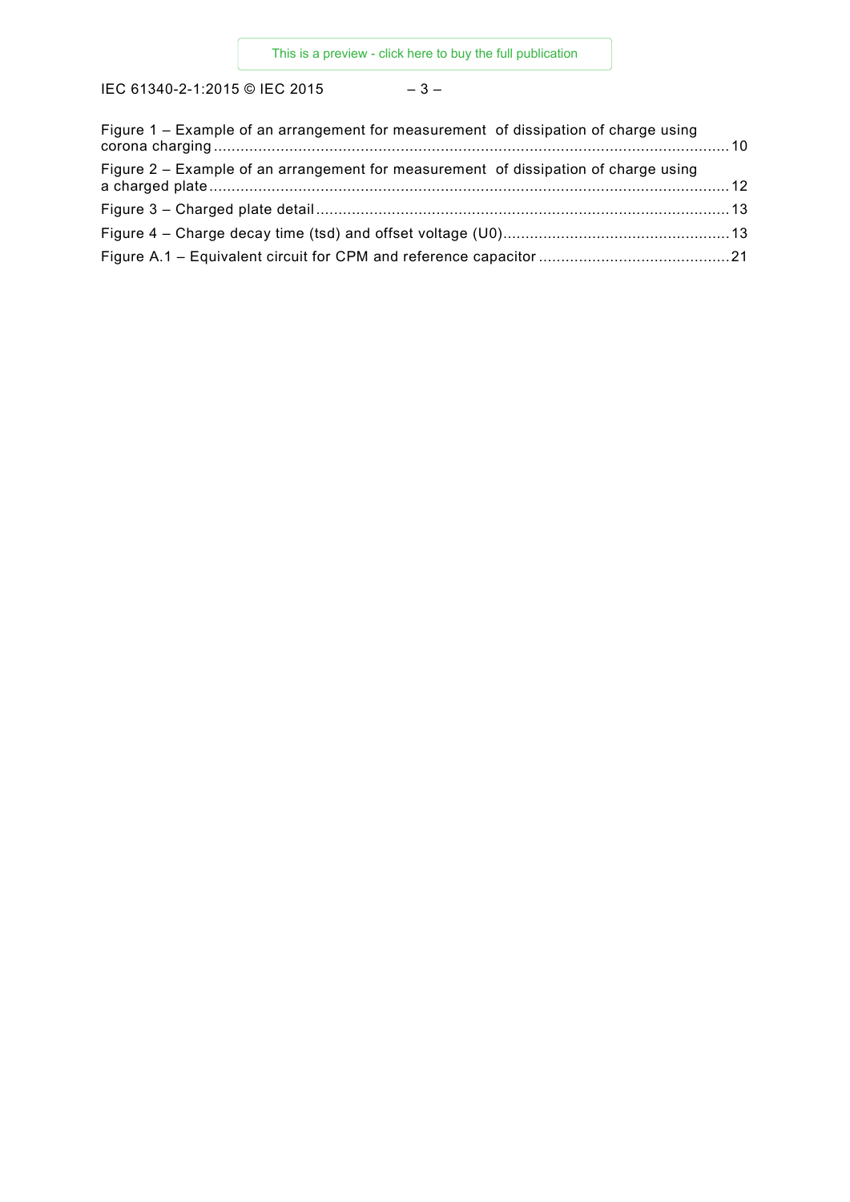Figure 1 – Example of an arrangement for measurement of dissipation of charge using corona charging ........ 10

Figure 2 – Example of an arrangement for measurement of dissipation of charge using a charged plate ........ 12

Figure 3 – Charged plate detail ........ 13

Figure 4 – Charge decay time (tsd) and offset voltage (U0) ........ 13

Figure A.1 – Equivalent circuit for CPM and reference capacitor ........ 21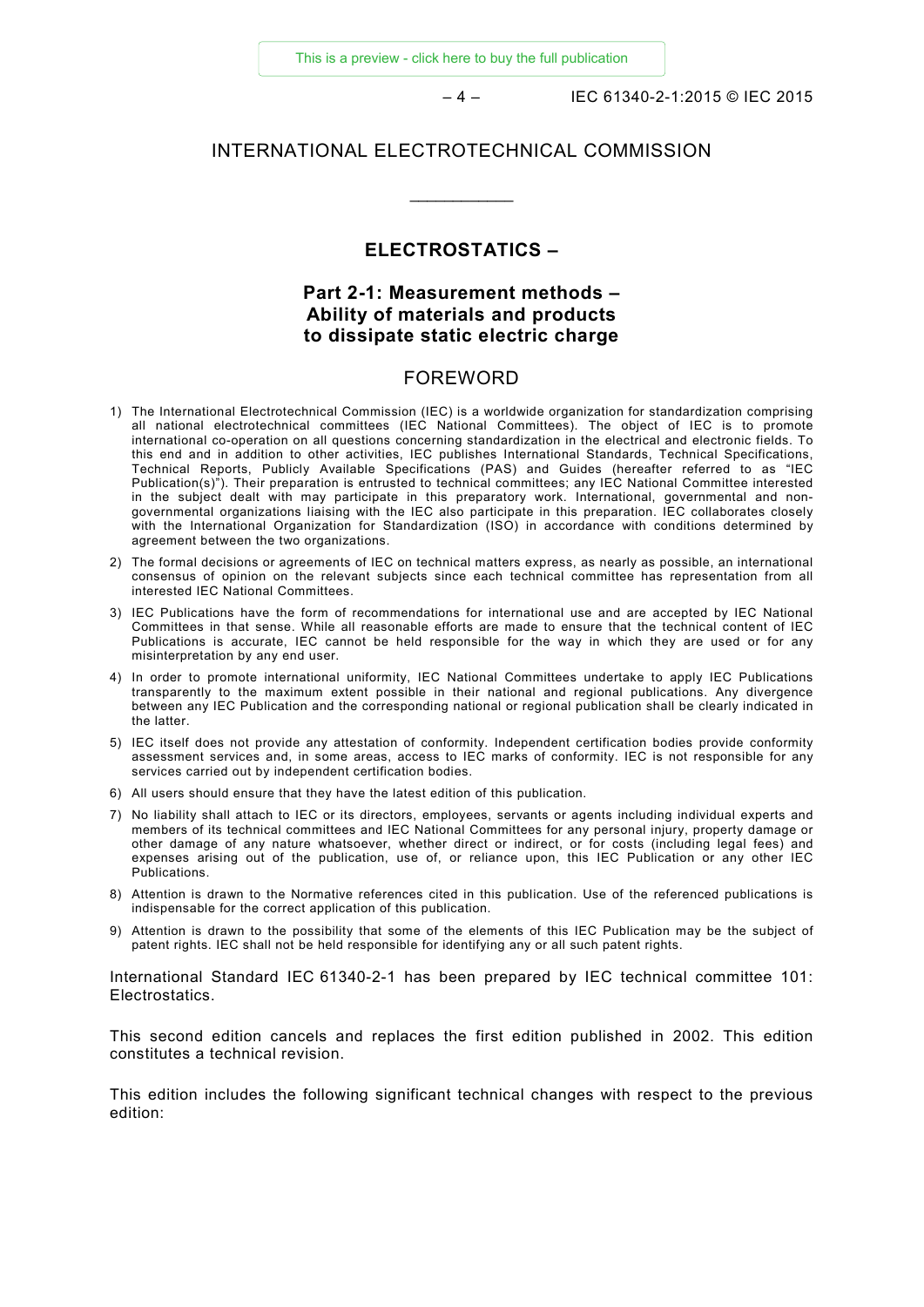# INTERNATIONAL ELECTROTECHNICAL COMMISSION

\_\_\_\_\_\_\_\_\_\_\_\_

## ELECTROSTATICS –

## Part 2-1: Measurement methods – Ability of materials and products to dissipate static electric charge

## FOREWORD

1) The International Electrotechnical Commission (IEC) is a worldwide organization for standardization comprising all national electrotechnical committees (IEC National Committees). The object of IEC is to promote international co-operation on all questions concerning standardization in the electrical and electronic fields. To this end and in addition to other activities, IEC publishes International Standards, Technical Specifications, Technical Reports, Publicly Available Specifications (PAS) and Guides (hereafter referred to as "IEC Publication(s)"). Their preparation is entrusted to technical committees; any IEC National Committee interested in the subject dealt with may participate in this preparatory work. International, governmental and non-governmental organizations liaising with the IEC also participate in this preparation. IEC collaborates closely with the International Organization for Standardization (ISO) in accordance with conditions determined by agreement between the two organizations.
2) The formal decisions or agreements of IEC on technical matters express, as nearly as possible, an international consensus of opinion on the relevant subjects since each technical committee has representation from all interested IEC National Committees.
3) IEC Publications have the form of recommendations for international use and are accepted by IEC National Committees in that sense. While all reasonable efforts are made to ensure that the technical content of IEC Publications is accurate, IEC cannot be held responsible for the way in which they are used or for any misinterpretation by any end user.
4) In order to promote international uniformity, IEC National Committees undertake to apply IEC Publications transparently to the maximum extent possible in their national and regional publications. Any divergence between any IEC Publication and the corresponding national or regional publication shall be clearly indicated in the latter.
5) IEC itself does not provide any attestation of conformity. Independent certification bodies provide conformity assessment services and, in some areas, access to IEC marks of conformity. IEC is not responsible for any services carried out by independent certification bodies.
6) All users should ensure that they have the latest edition of this publication.
7) No liability shall attach to IEC or its directors, employees, servants or agents including individual experts and members of its technical committees and IEC National Committees for any personal injury, property damage or other damage of any nature whatsoever, whether direct or indirect, or for costs (including legal fees) and expenses arising out of the publication, use of, or reliance upon, this IEC Publication or any other IEC Publications.
8) Attention is drawn to the Normative references cited in this publication. Use of the referenced publications is indispensable for the correct application of this publication.
9) Attention is drawn to the possibility that some of the elements of this IEC Publication may be the subject of patent rights. IEC shall not be held responsible for identifying any or all such patent rights.

International Standard IEC 61340-2-1 has been prepared by IEC technical committee 101: Electrostatics.

This second edition cancels and replaces the first edition published in 2002. This edition constitutes a technical revision.

This edition includes the following significant technical changes with respect to the previous edition: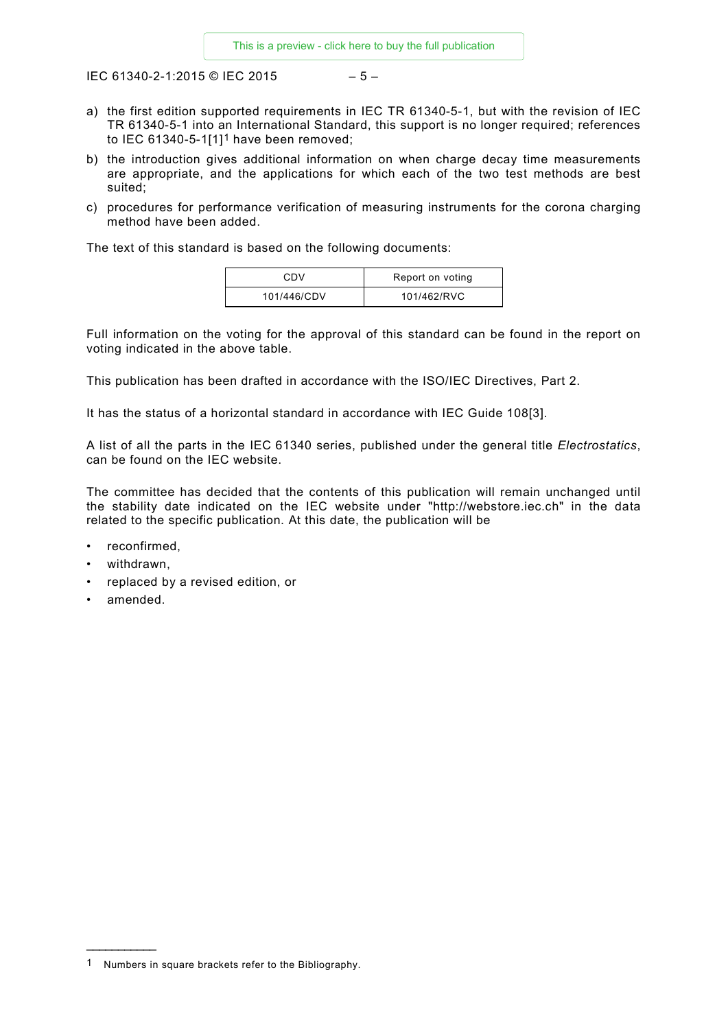a) the first edition supported requirements in IEC TR 61340-5-1, but with the revision of IEC TR 61340-5-1 into an International Standard, this support is no longer required; references to IEC 61340-5-1[1][1] have been removed;

b) the introduction gives additional information on when charge decay time measurements are appropriate, and the applications for which each of the two test methods are best suited;

c) procedures for performance verification of measuring instruments for the corona charging method have been added.

The text of this standard is based on the following documents:

| CDV | Report on voting |
| --- | --- |
| 101/446/CDV | 101/462/RVC |

Full information on the voting for the approval of this standard can be found in the report on voting indicated in the above table.

This publication has been drafted in accordance with the ISO/IEC Directives, Part 2.

It has the status of a horizontal standard in accordance with IEC Guide 108[3].

A list of all the parts in the IEC 61340 series, published under the general title *Electrostatics*, can be found on the IEC website.

The committee has decided that the contents of this publication will remain unchanged until the stability date indicated on the IEC website under "http://webstore.iec.ch" in the data related to the specific publication. At this date, the publication will be

- reconfirmed,
- withdrawn,
- replaced by a revised edition, or
- amended.

---

[1] Numbers in square brackets refer to the Bibliography.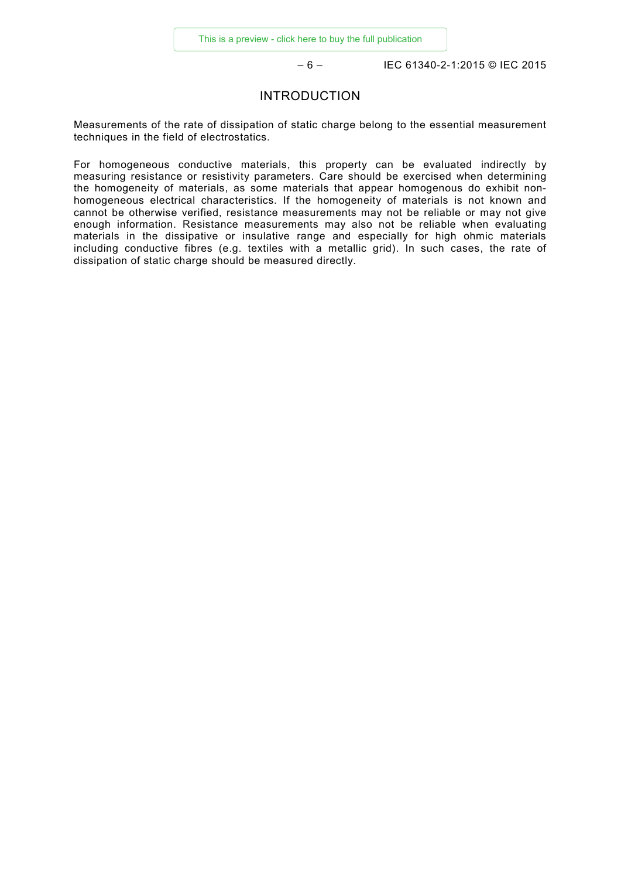# INTRODUCTION

Measurements of the rate of dissipation of static charge belong to the essential measurement techniques in the field of electrostatics.

For homogeneous conductive materials, this property can be evaluated indirectly by measuring resistance or resistivity parameters. Care should be exercised when determining the homogeneity of materials, as some materials that appear homogenous do exhibit non-homogeneous electrical characteristics. If the homogeneity of materials is not known and cannot be otherwise verified, resistance measurements may not be reliable or may not give enough information. Resistance measurements may also not be reliable when evaluating materials in the dissipative or insulative range and especially for high ohmic materials including conductive fibres (e.g. textiles with a metallic grid). In such cases, the rate of dissipation of static charge should be measured directly.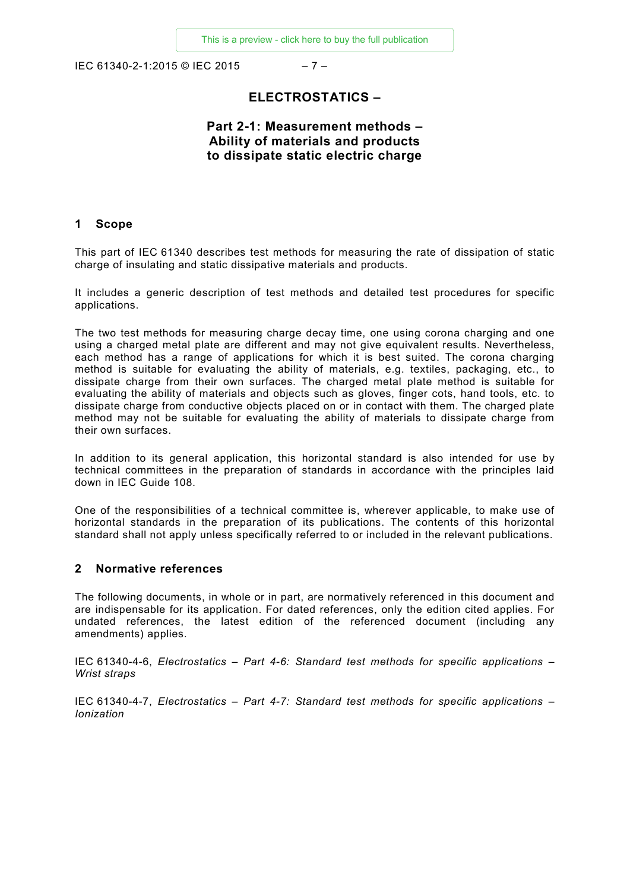# ELECTROSTATICS –

## Part 2-1: Measurement methods – Ability of materials and products to dissipate static electric charge

## 1 Scope

This part of IEC 61340 describes test methods for measuring the rate of dissipation of static charge of insulating and static dissipative materials and products.

It includes a generic description of test methods and detailed test procedures for specific applications.

The two test methods for measuring charge decay time, one using corona charging and one using a charged metal plate are different and may not give equivalent results. Nevertheless, each method has a range of applications for which it is best suited. The corona charging method is suitable for evaluating the ability of materials, e.g. textiles, packaging, etc., to dissipate charge from their own surfaces. The charged metal plate method is suitable for evaluating the ability of materials and objects such as gloves, finger cots, hand tools, etc. to dissipate charge from conductive objects placed on or in contact with them. The charged plate method may not be suitable for evaluating the ability of materials to dissipate charge from their own surfaces.

In addition to its general application, this horizontal standard is also intended for use by technical committees in the preparation of standards in accordance with the principles laid down in IEC Guide 108.

One of the responsibilities of a technical committee is, wherever applicable, to make use of horizontal standards in the preparation of its publications. The contents of this horizontal standard shall not apply unless specifically referred to or included in the relevant publications.

## 2 Normative references

The following documents, in whole or in part, are normatively referenced in this document and are indispensable for its application. For dated references, only the edition cited applies. For undated references, the latest edition of the referenced document (including any amendments) applies.

IEC 61340-4-6, *Electrostatics – Part 4-6: Standard test methods for specific applications – Wrist straps*

IEC 61340-4-7, *Electrostatics – Part 4-7: Standard test methods for specific applications – Ionization*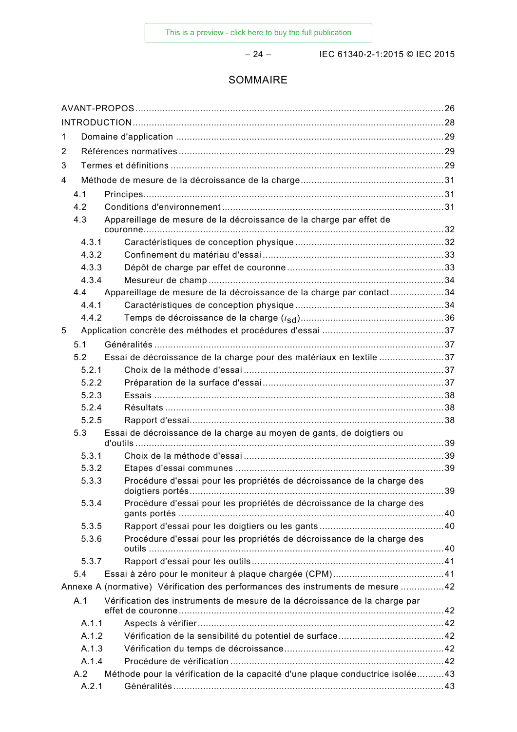# SOMMAIRE

AVANT-PROPOS ........................................................................................................ 26
INTRODUCTION ......................................................................................................... 28
1 Domaine d'application ........................................................................................... 29
2 Références normatives .......................................................................................... 29
3 Termes et définitions ............................................................................................. 29
4 Méthode de mesure de la décroissance de la charge ............................................ 31
 4.1 Principes ........................................................................................................... 31
 4.2 Conditions d'environnement .............................................................................. 31
 4.3 Appareillage de mesure de la décroissance de la charge par effet de couronne ........................................................................................................ 32
  4.3.1 Caractéristiques de conception physique ..................................................... 32
  4.3.2 Confinement du matériau d'essai ................................................................. 33
  4.3.3 Dépôt de charge par effet de couronne ........................................................ 33
  4.3.4 Mesureur de champ ..................................................................................... 34
 4.4 Appareillage de mesure de la décroissance de la charge par contact ................... 34
  4.4.1 Caractéristiques de conception physique ..................................................... 34
  4.4.2 Temps de décroissance de la charge ($t_{sd}$) ....................................................... 36
5 Application concrète des méthodes et procédures d'essai ..................................... 37
 5.1 Généralités ........................................................................................................ 37
 5.2 Essai de décroissance de la charge pour des matériaux en textile ....................... 37
  5.2.1 Choix de la méthode d'essai ........................................................................ 37
  5.2.2 Préparation de la surface d'essai ................................................................. 37
  5.2.3 Essais ......................................................................................................... 38
  5.2.4 Résultats ..................................................................................................... 38
  5.2.5 Rapport d'essai ............................................................................................ 38
 5.3 Essai de décroissance de la charge au moyen de gants, de doigtiers ou d'outils ................................................................................................................ 39
  5.3.1 Choix de la méthode d'essai ........................................................................ 39
  5.3.2 Etapes d'essai communes ............................................................................ 39
  5.3.3 Procédure d'essai pour les propriétés de décroissance de la charge des doigtiers portés ............................................................................................ 39
  5.3.4 Procédure d'essai pour les propriétés de décroissance de la charge des gants portés ................................................................................................ 40
  5.3.5 Rapport d'essai pour les doigtiers ou les gants ............................................. 40
  5.3.6 Procédure d'essai pour les propriétés de décroissance de la charge des outils ........................................................................................................... 40
  5.3.7 Rapport d'essai pour les outils ..................................................................... 41
 5.4 Essai à zéro pour le moniteur à plaque chargée (CPM) ........................................ 41
Annexe A (normative) Vérification des performances des instruments de mesure ............... 42
 A.1 Vérification des instruments de mesure de la décroissance de la charge par effet de couronne ................................................................................................ 42
  A.1.1 Aspects à vérifier ......................................................................................... 42
  A.1.2 Vérification de la sensibilité du potentiel de surface ...................................... 42
  A.1.3 Vérification du temps de décroissance .......................................................... 42
  A.1.4 Procédure de vérification ............................................................................. 42
 A.2 Méthode pour la vérification de la capacité d'une plaque conductrice isolée .......... 43
  A.2.1 Généralités .................................................................................................. 43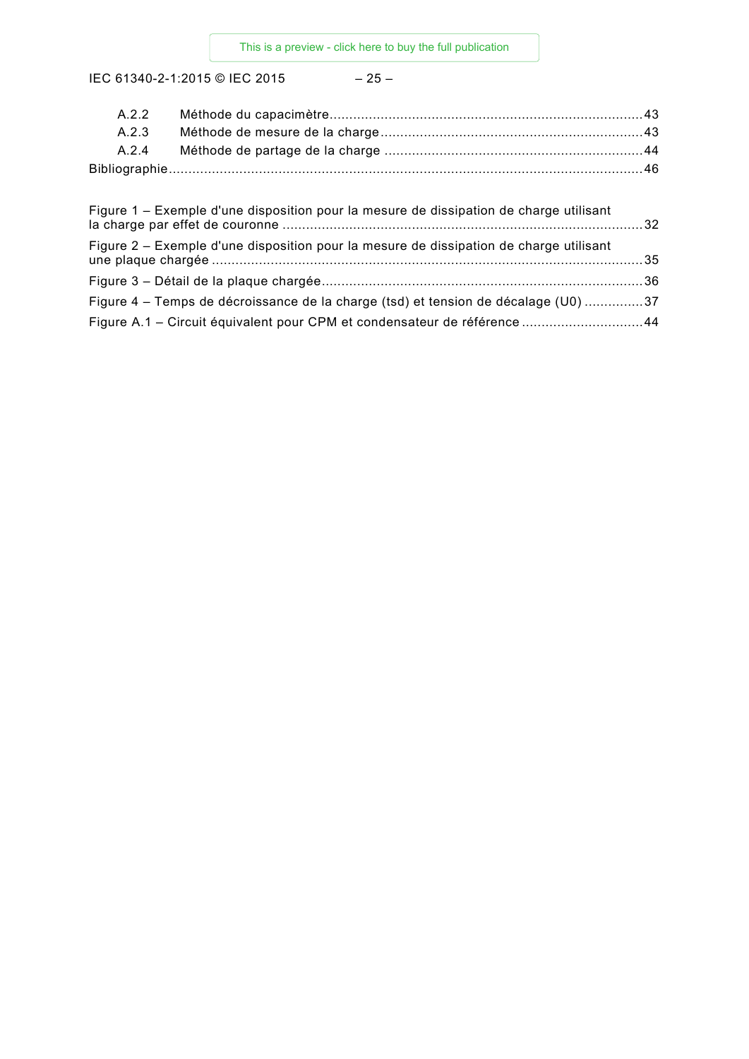A.2.2 Méthode du capacimètre ............................................................................... 43

A.2.3 Méthode de mesure de la charge ................................................................... 43

A.2.4 Méthode de partage de la charge ................................................................... 44

Bibliographie ............................................................................................................. 46

Figure 1 – Exemple d'une disposition pour la mesure de dissipation de charge utilisant la charge par effet de couronne ........................................................................................ 32

Figure 2 – Exemple d'une disposition pour la mesure de dissipation de charge utilisant une plaque chargée ........................................................................................................ 35

Figure 3 – Détail de la plaque chargée ........................................................................... 36

Figure 4 – Temps de décroissance de la charge (tsd) et tension de décalage (U0) ............... 37

Figure A.1 – Circuit équivalent pour CPM et condensateur de référence ............................... 44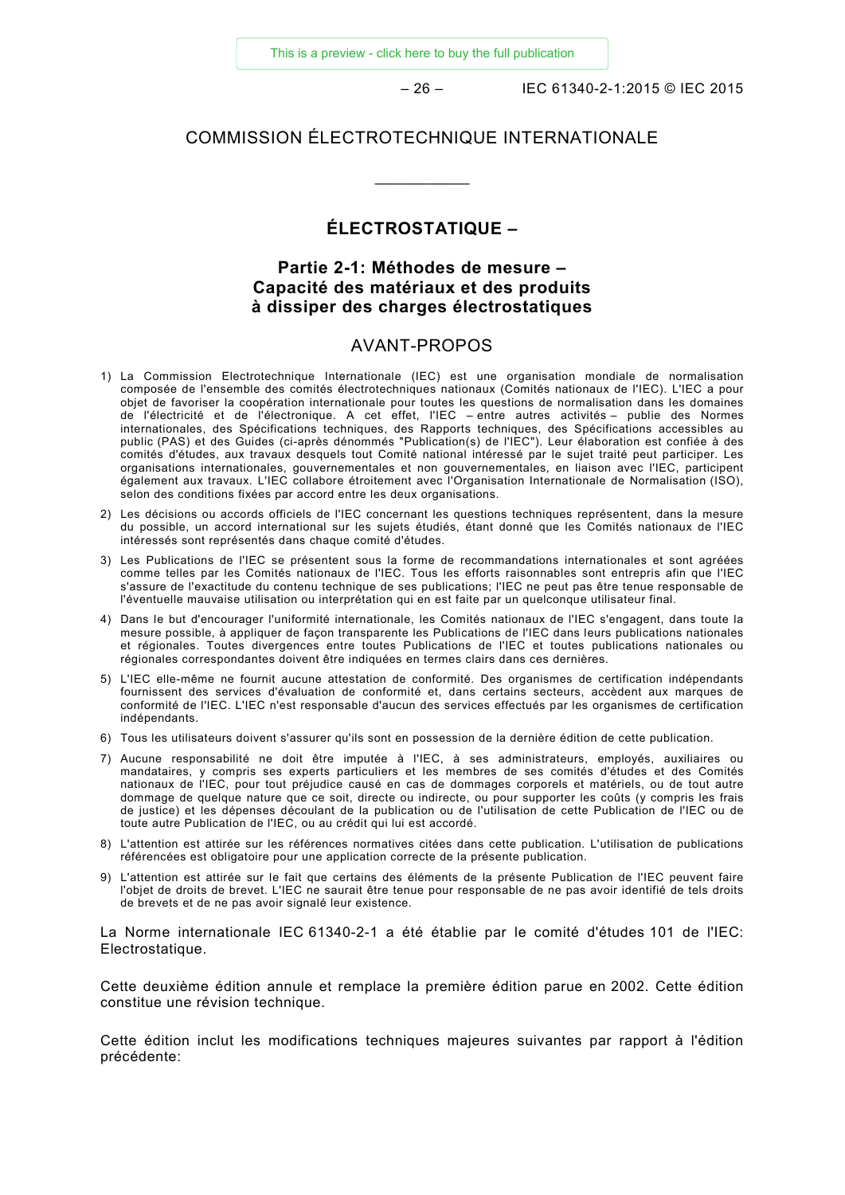COMMISSION ÉLECTROTECHNIQUE INTERNATIONALE

\_\_\_\_\_\_\_\_\_\_\_\_

# ÉLECTROSTATIQUE –

## Partie 2-1: Méthodes de mesure – Capacité des matériaux et des produits à dissiper des charges électrostatiques

## AVANT-PROPOS

1) La Commission Electrotechnique Internationale (IEC) est une organisation mondiale de normalisation composée de l'ensemble des comités électrotechniques nationaux (Comités nationaux de l'IEC). L'IEC a pour objet de favoriser la coopération internationale pour toutes les questions de normalisation dans les domaines de l'électricité et de l'électronique. A cet effet, l'IEC – entre autres activités – publie des Normes internationales, des Spécifications techniques, des Rapports techniques, des Spécifications accessibles au public (PAS) et des Guides (ci-après dénommés "Publication(s) de l'IEC"). Leur élaboration est confiée à des comités d'études, aux travaux desquels tout Comité national intéressé par le sujet traité peut participer. Les organisations internationales, gouvernementales et non gouvernementales, en liaison avec l'IEC, participent également aux travaux. L'IEC collabore étroitement avec l'Organisation Internationale de Normalisation (ISO), selon des conditions fixées par accord entre les deux organisations.
2) Les décisions ou accords officiels de l'IEC concernant les questions techniques représentent, dans la mesure du possible, un accord international sur les sujets étudiés, étant donné que les Comités nationaux de l'IEC intéressés sont représentés dans chaque comité d'études.
3) Les Publications de l'IEC se présentent sous la forme de recommandations internationales et sont agréées comme telles par les Comités nationaux de l'IEC. Tous les efforts raisonnables sont entrepris afin que l'IEC s'assure de l'exactitude du contenu technique de ses publications; l'IEC ne peut pas être tenue responsable de l'éventuelle mauvaise utilisation ou interprétation qui en est faite par un quelconque utilisateur final.
4) Dans le but d'encourager l'uniformité internationale, les Comités nationaux de l'IEC s'engagent, dans toute la mesure possible, à appliquer de façon transparente les Publications de l'IEC dans leurs publications nationales et régionales. Toutes divergences entre toutes Publications de l'IEC et toutes publications nationales ou régionales correspondantes doivent être indiquées en termes clairs dans ces dernières.
5) L'IEC elle-même ne fournit aucune attestation de conformité. Des organismes de certification indépendants fournissent des services d'évaluation de conformité et, dans certains secteurs, accèdent aux marques de conformité de l'IEC. L'IEC n'est responsable d'aucun des services effectués par les organismes de certification indépendants.
6) Tous les utilisateurs doivent s'assurer qu'ils sont en possession de la dernière édition de cette publication.
7) Aucune responsabilité ne doit être imputée à l'IEC, à ses administrateurs, employés, auxiliaires ou mandataires, y compris ses experts particuliers et les membres de ses comités d'études et des Comités nationaux de l'IEC, pour tout préjudice causé en cas de dommages corporels et matériels, ou de tout autre dommage de quelque nature que ce soit, directe ou indirecte, ou pour supporter les coûts (y compris les frais de justice) et les dépenses découlant de la publication ou de l'utilisation de cette Publication de l'IEC ou de toute autre Publication de l'IEC, ou au crédit qui lui est accordé.
8) L'attention est attirée sur les références normatives citées dans cette publication. L'utilisation de publications référencées est obligatoire pour une application correcte de la présente publication.
9) L'attention est attirée sur le fait que certains des éléments de la présente Publication de l'IEC peuvent faire l'objet de droits de brevet. L'IEC ne saurait être tenue pour responsable de ne pas avoir identifié de tels droits de brevets et de ne pas avoir signalé leur existence.

La Norme internationale IEC 61340-2-1 a été établie par le comité d'études 101 de l'IEC: Electrostatique.

Cette deuxième édition annule et remplace la première édition parue en 2002. Cette édition constitue une révision technique.

Cette édition inclut les modifications techniques majeures suivantes par rapport à l'édition précédente: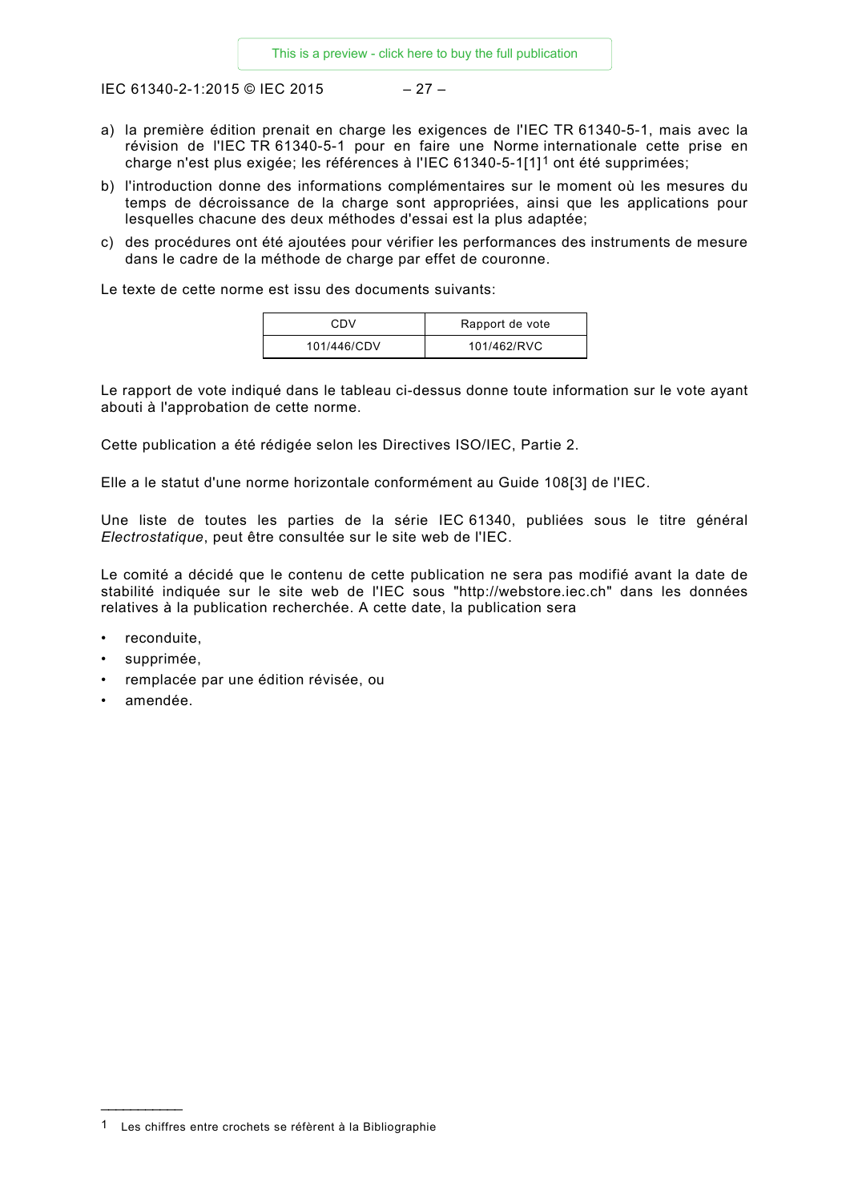a) la première édition prenait en charge les exigences de l'IEC TR 61340-5-1, mais avec la révision de l'IEC TR 61340-5-1 pour en faire une Norme internationale cette prise en charge n'est plus exigée; les références à l'IEC 61340-5-1[1][1] ont été supprimées;

b) l'introduction donne des informations complémentaires sur le moment où les mesures du temps de décroissance de la charge sont appropriées, ainsi que les applications pour lesquelles chacune des deux méthodes d'essai est la plus adaptée;

c) des procédures ont été ajoutées pour vérifier les performances des instruments de mesure dans le cadre de la méthode de charge par effet de couronne.

Le texte de cette norme est issu des documents suivants:

| CDV | Rapport de vote |
|---|---|
| 101/446/CDV | 101/462/RVC |

Le rapport de vote indiqué dans le tableau ci-dessus donne toute information sur le vote ayant abouti à l'approbation de cette norme.

Cette publication a été rédigée selon les Directives ISO/IEC, Partie 2.

Elle a le statut d'une norme horizontale conformément au Guide 108[3] de l'IEC.

Une liste de toutes les parties de la série IEC 61340, publiées sous le titre général *Electrostatique*, peut être consultée sur le site web de l'IEC.

Le comité a décidé que le contenu de cette publication ne sera pas modifié avant la date de stabilité indiquée sur le site web de l'IEC sous "http://webstore.iec.ch" dans les données relatives à la publication recherchée. A cette date, la publication sera

- reconduite,
- supprimée,
- remplacée par une édition révisée, ou
- amendée.

---

[1] Les chiffres entre crochets se réfèrent à la Bibliographie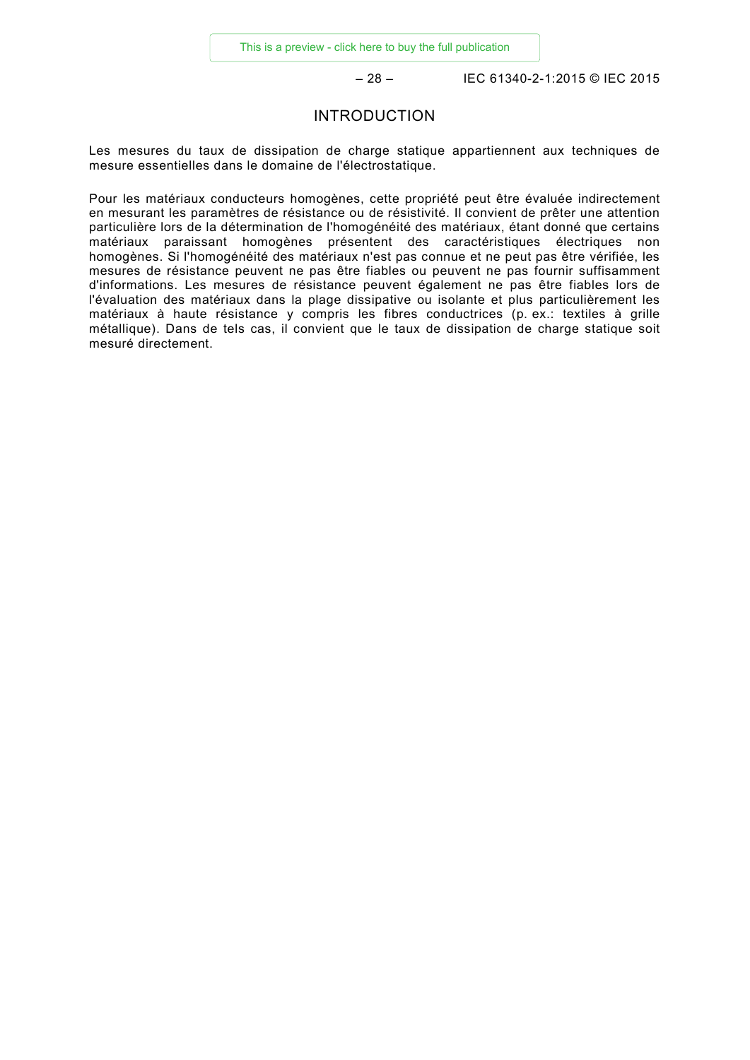# INTRODUCTION

Les mesures du taux de dissipation de charge statique appartiennent aux techniques de mesure essentielles dans le domaine de l'électrostatique.

Pour les matériaux conducteurs homogènes, cette propriété peut être évaluée indirectement en mesurant les paramètres de résistance ou de résistivité. Il convient de prêter une attention particulière lors de la détermination de l'homogénéité des matériaux, étant donné que certains matériaux paraissant homogènes présentent des caractéristiques électriques non homogènes. Si l'homogénéité des matériaux n'est pas connue et ne peut pas être vérifiée, les mesures de résistance peuvent ne pas être fiables ou peuvent ne pas fournir suffisamment d'informations. Les mesures de résistance peuvent également ne pas être fiables lors de l'évaluation des matériaux dans la plage dissipative ou isolante et plus particulièrement les matériaux à haute résistance y compris les fibres conductrices (p. ex.: textiles à grille métallique). Dans de tels cas, il convient que le taux de dissipation de charge statique soit mesuré directement.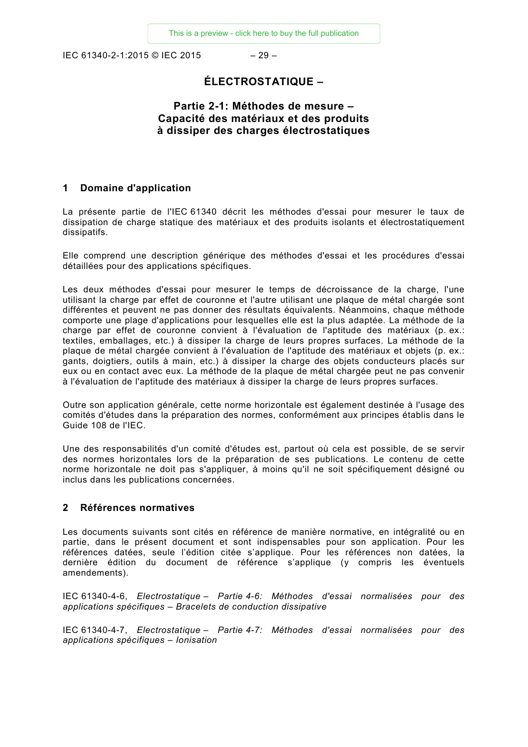# ÉLECTROSTATIQUE –

## Partie 2-1: Méthodes de mesure – Capacité des matériaux et des produits à dissiper des charges électrostatiques

## 1 Domaine d'application

La présente partie de l'IEC 61340 décrit les méthodes d'essai pour mesurer le taux de dissipation de charge statique des matériaux et des produits isolants et électrostatiquement dissipatifs.

Elle comprend une description générique des méthodes d'essai et les procédures d'essai détaillées pour des applications spécifiques.

Les deux méthodes d'essai pour mesurer le temps de décroissance de la charge, l'une utilisant la charge par effet de couronne et l'autre utilisant une plaque de métal chargée sont différentes et peuvent ne pas donner des résultats équivalents. Néanmoins, chaque méthode comporte une plage d'applications pour lesquelles elle est la plus adaptée. La méthode de la charge par effet de couronne convient à l'évaluation de l'aptitude des matériaux (p. ex.: textiles, emballages, etc.) à dissiper la charge de leurs propres surfaces. La méthode de la plaque de métal chargée convient à l'évaluation de l'aptitude des matériaux et objets (p. ex.: gants, doigtiers, outils à main, etc.) à dissiper la charge des objets conducteurs placés sur eux ou en contact avec eux. La méthode de la plaque de métal chargée peut ne pas convenir à l'évaluation de l'aptitude des matériaux à dissiper la charge de leurs propres surfaces.

Outre son application générale, cette norme horizontale est également destinée à l'usage des comités d'études dans la préparation des normes, conformément aux principes établis dans le Guide 108 de l'IEC.

Une des responsabilités d'un comité d'études est, partout où cela est possible, de se servir des normes horizontales lors de la préparation de ses publications. Le contenu de cette norme horizontale ne doit pas s'appliquer, à moins qu'il ne soit spécifiquement désigné ou inclus dans les publications concernées.

## 2 Références normatives

Les documents suivants sont cités en référence de manière normative, en intégralité ou en partie, dans le présent document et sont indispensables pour son application. Pour les références datées, seule l'édition citée s'applique. Pour les références non datées, la dernière édition du document de référence s'applique (y compris les éventuels amendements).

IEC 61340-4-6, *Electrostatique – Partie 4-6: Méthodes d'essai normalisées pour des applications spécifiques – Bracelets de conduction dissipative*

IEC 61340-4-7, *Electrostatique – Partie 4-7: Méthodes d'essai normalisées pour des applications spécifiques – Ionisation*